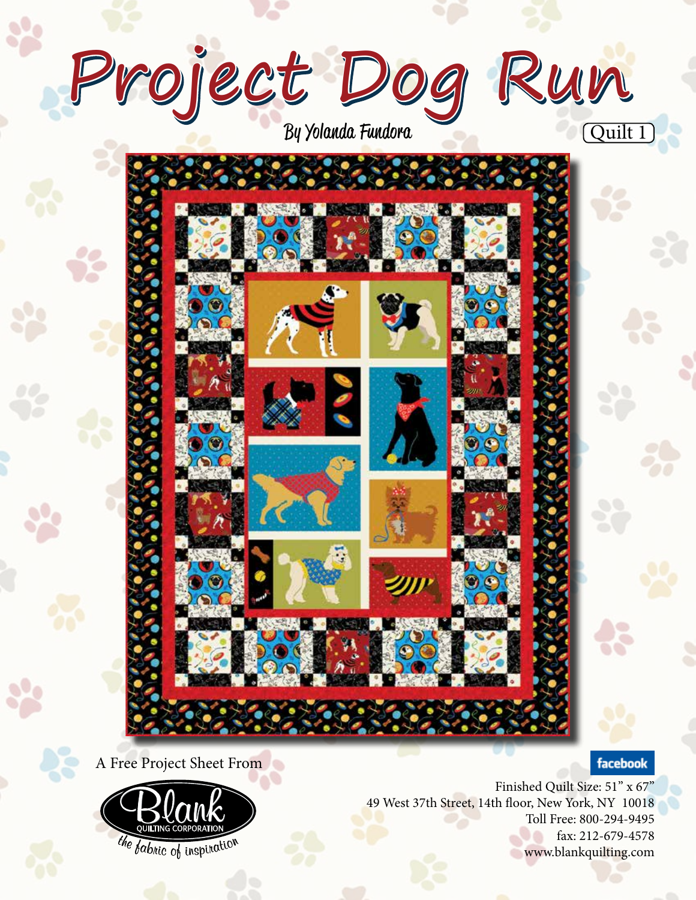# Project Dog Run

By Yolanda Fundora

Quilt 1

A Free Project Sheet From

Blank QUILTING CORPORATION
*the fabric of inspiration*

facebook

Finished Quilt Size: 51" x 67"

49 West 37th Street, 14th floor, New York, NY 10018
Toll Free: 800-294-9495
fax: 212-679-4578
www.blankquilting.com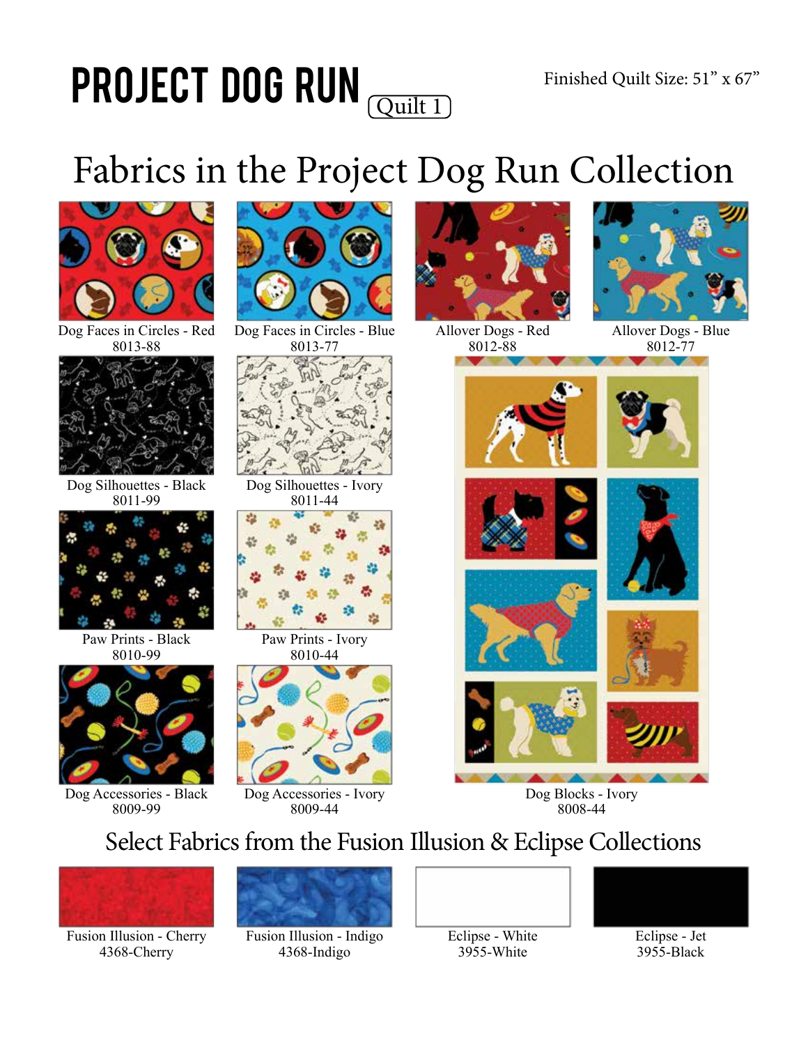# PROJECT DOG RUN (Quilt 1)

Finished Quilt Size: 51" x 67"

## Fabrics in the Project Dog Run Collection

Dog Faces in Circles - Red
8013-88

Dog Faces in Circles - Blue
8013-77

Allover Dogs - Red
8012-88

Allover Dogs - Blue
8012-77

Dog Silhouettes - Black
8011-99

Dog Silhouettes - Ivory
8011-44

Paw Prints - Black
8010-99

Paw Prints - Ivory
8010-44

Dog Accessories - Black
8009-99

Dog Accessories - Ivory
8009-44

Dog Blocks - Ivory
8008-44

## Select Fabrics from the Fusion Illusion & Eclipse Collections

Fusion Illusion - Cherry
4368-Cherry

Fusion Illusion - Indigo
4368-Indigo

Eclipse - White
3955-White

Eclipse - Jet
3955-Black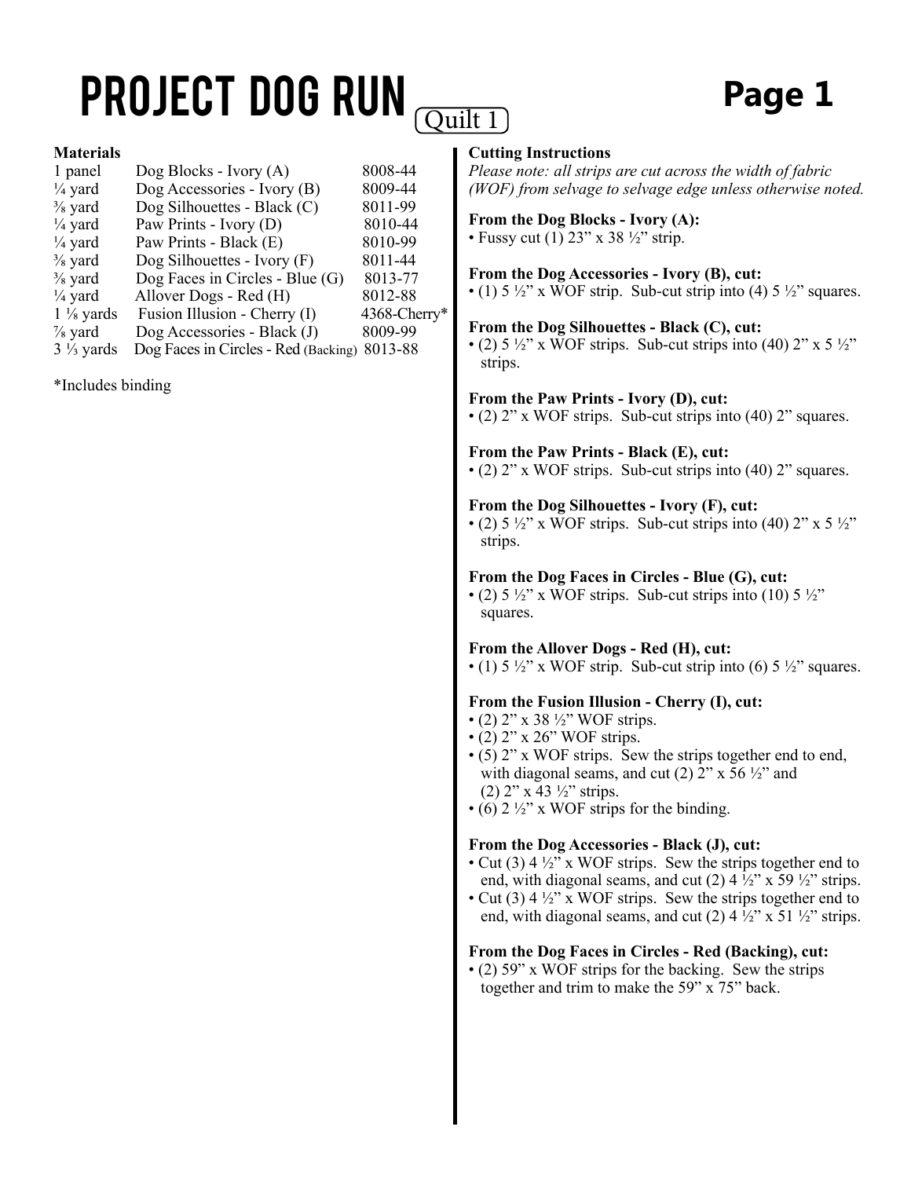# PROJECT DOG RUN (Quilt 1)

## Page 1

### Materials

| | | |
|---|---|---|
| 1 panel | Dog Blocks - Ivory (A) | 8008-44 |
| ¼ yard | Dog Accessories - Ivory (B) | 8009-44 |
| ⅜ yard | Dog Silhouettes - Black (C) | 8011-99 |
| ¼ yard | Paw Prints - Ivory (D) | 8010-44 |
| ¼ yard | Paw Prints - Black (E) | 8010-99 |
| ⅜ yard | Dog Silhouettes - Ivory (F) | 8011-44 |
| ⅜ yard | Dog Faces in Circles - Blue (G) | 8013-77 |
| ¼ yard | Allover Dogs - Red (H) | 8012-88 |
| 1 ⅛ yards | Fusion Illusion - Cherry (I) | 4368-Cherry* |
| ⅞ yard | Dog Accessories - Black (J) | 8009-99 |
| 3 ⅓ yards | Dog Faces in Circles - Red (Backing) | 8013-88 |

*Includes binding

### Cutting Instructions

*Please note: all strips are cut across the width of fabric (WOF) from selvage to selvage edge unless otherwise noted.*

**From the Dog Blocks - Ivory (A):**
- Fussy cut (1) 23" x 38 ½" strip.

**From the Dog Accessories - Ivory (B), cut:**
- (1) 5 ½" x WOF strip. Sub-cut strip into (4) 5 ½" squares.

**From the Dog Silhouettes - Black (C), cut:**
- (2) 5 ½" x WOF strips. Sub-cut strips into (40) 2" x 5 ½" strips.

**From the Paw Prints - Ivory (D), cut:**
- (2) 2" x WOF strips. Sub-cut strips into (40) 2" squares.

**From the Paw Prints - Black (E), cut:**
- (2) 2" x WOF strips. Sub-cut strips into (40) 2" squares.

**From the Dog Silhouettes - Ivory (F), cut:**
- (2) 5 ½" x WOF strips. Sub-cut strips into (40) 2" x 5 ½" strips.

**From the Dog Faces in Circles - Blue (G), cut:**
- (2) 5 ½" x WOF strips. Sub-cut strips into (10) 5 ½" squares.

**From the Allover Dogs - Red (H), cut:**
- (1) 5 ½" x WOF strip. Sub-cut strip into (6) 5 ½" squares.

**From the Fusion Illusion - Cherry (I), cut:**
- (2) 2" x 38 ½" WOF strips.
- (2) 2" x 26" WOF strips.
- (5) 2" x WOF strips. Sew the strips together end to end, with diagonal seams, and cut (2) 2" x 56 ½" and (2) 2" x 43 ½" strips.
- (6) 2 ½" x WOF strips for the binding.

**From the Dog Accessories - Black (J), cut:**
- Cut (3) 4 ½" x WOF strips. Sew the strips together end to end, with diagonal seams, and cut (2) 4 ½" x 59 ½" strips.
- Cut (3) 4 ½" x WOF strips. Sew the strips together end to end, with diagonal seams, and cut (2) 4 ½" x 51 ½" strips.

**From the Dog Faces in Circles - Red (Backing), cut:**
- (2) 59" x WOF strips for the backing. Sew the strips together and trim to make the 59" x 75" back.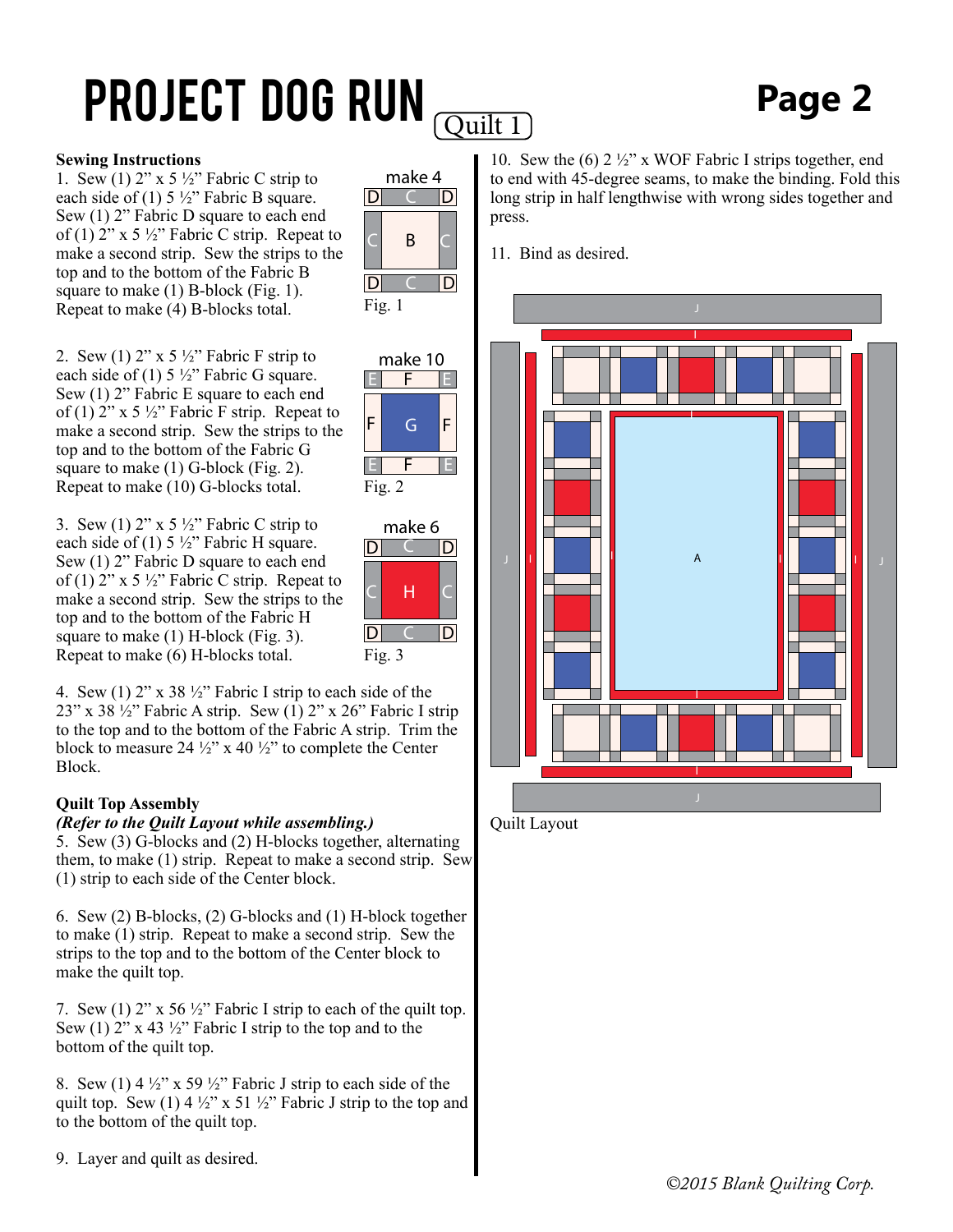# PROJECT DOG RUN Quilt 1

## Page 2

### Sewing Instructions

1. Sew (1) 2" x 5 ½" Fabric C strip to each side of (1) 5 ½" Fabric B square. Sew (1) 2" Fabric D square to each end of (1) 2" x 5 ½" Fabric C strip. Repeat to make a second strip. Sew the strips to the top and to the bottom of the Fabric B square to make (1) B-block (Fig. 1). Repeat to make (4) B-blocks total.

make 4

D C D
C B C
D C D

Fig. 1

2. Sew (1) 2" x 5 ½" Fabric F strip to each side of (1) 5 ½" Fabric G square. Sew (1) 2" Fabric E square to each end of (1) 2" x 5 ½" Fabric F strip. Repeat to make a second strip. Sew the strips to the top and to the bottom of the Fabric G square to make (1) G-block (Fig. 2). Repeat to make (10) G-blocks total.

make 10

E F E
F G F
E F E

Fig. 2

3. Sew (1) 2" x 5 ½" Fabric C strip to each side of (1) 5 ½" Fabric H square. Sew (1) 2" Fabric D square to each end of (1) 2" x 5 ½" Fabric C strip. Repeat to make a second strip. Sew the strips to the top and to the bottom of the Fabric H square to make (1) H-block (Fig. 3). Repeat to make (6) H-blocks total.

make 6

D C D
C H C
D C D

Fig. 3

4. Sew (1) 2" x 38 ½" Fabric I strip to each side of the 23" x 38 ½" Fabric A strip. Sew (1) 2" x 26" Fabric I strip to the top and to the bottom of the Fabric A strip. Trim the block to measure 24 ½" x 40 ½" to complete the Center Block.

### Quilt Top Assembly

***(Refer to the Quilt Layout while assembling.)***

5. Sew (3) G-blocks and (2) H-blocks together, alternating them, to make (1) strip. Repeat to make a second strip. Sew (1) strip to each side of the Center block.

6. Sew (2) B-blocks, (2) G-blocks and (1) H-block together to make (1) strip. Repeat to make a second strip. Sew the strips to the top and to the bottom of the Center block to make the quilt top.

7. Sew (1) 2" x 56 ½" Fabric I strip to each of the quilt top. Sew (1) 2" x 43 ½" Fabric I strip to the top and to the bottom of the quilt top.

8. Sew (1) 4 ½" x 59 ½" Fabric J strip to each side of the quilt top. Sew (1) 4 ½" x 51 ½" Fabric J strip to the top and to the bottom of the quilt top.

9. Layer and quilt as desired.

10. Sew the (6) 2 ½" x WOF Fabric I strips together, end to end with 45-degree seams, to make the binding. Fold this long strip in half lengthwise with wrong sides together and press.

11. Bind as desired.

J
I
J I I A I I J
I
J

Quilt Layout

*©2015 Blank Quilting Corp.*